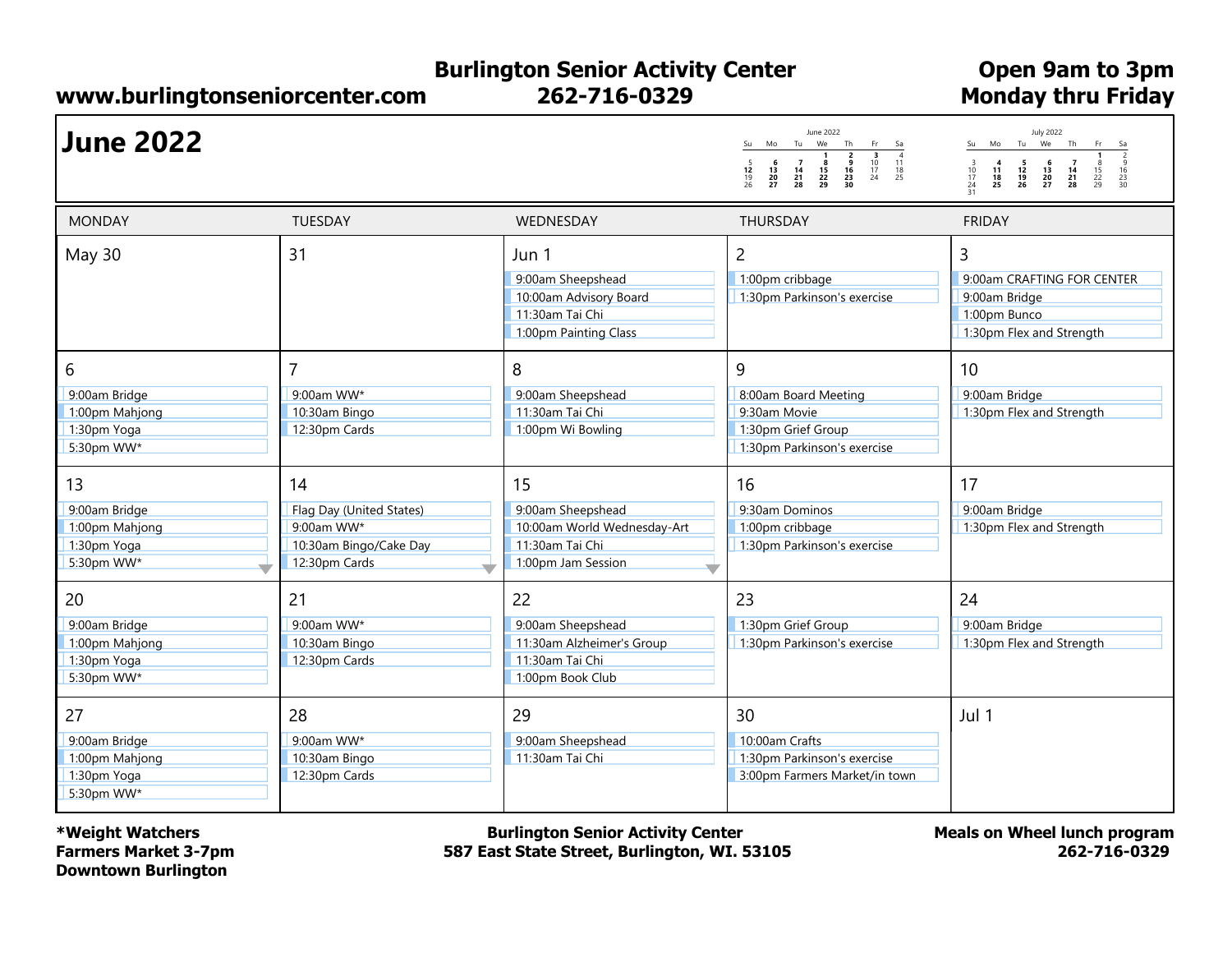**Burlington Senior Activity Center**
**262-716-0329**

**www.burlingtonseniorcenter.com**

**Open 9am to 3pm Monday thru Friday**

# June 2022

| MONDAY | TUESDAY | WEDNESDAY | THURSDAY | FRIDAY |
|---|---|---|---|---|
| May 30 | 31 | Jun 1<br>9:00am Sheepshead<br>10:00am Advisory Board<br>11:30am Tai Chi<br>1:00pm Painting Class | 2<br>1:00pm cribbage<br>1:30pm Parkinson's exercise | 3<br>9:00am CRAFTING FOR CENTER<br>9:00am Bridge<br>1:00pm Bunco<br>1:30pm Flex and Strength |
| 6<br>9:00am Bridge<br>1:00pm Mahjong<br>1:30pm Yoga<br>5:30pm WW* | 7<br>9:00am WW*<br>10:30am Bingo<br>12:30pm Cards | 8<br>9:00am Sheepshead<br>11:30am Tai Chi<br>1:00pm Wi Bowling | 9<br>8:00am Board Meeting<br>9:30am Movie<br>1:30pm Grief Group<br>1:30pm Parkinson's exercise | 10<br>9:00am Bridge<br>1:30pm Flex and Strength |
| 13<br>9:00am Bridge<br>1:00pm Mahjong<br>1:30pm Yoga<br>5:30pm WW* | 14<br>Flag Day (United States)<br>9:00am WW*<br>10:30am Bingo/Cake Day<br>12:30pm Cards | 15<br>9:00am Sheepshead<br>10:00am World Wednesday-Art<br>11:30am Tai Chi<br>1:00pm Jam Session | 16<br>9:30am Dominos<br>1:00pm cribbage<br>1:30pm Parkinson's exercise | 17<br>9:00am Bridge<br>1:30pm Flex and Strength |
| 20<br>9:00am Bridge<br>1:00pm Mahjong<br>1:30pm Yoga<br>5:30pm WW* | 21<br>9:00am WW*<br>10:30am Bingo<br>12:30pm Cards | 22<br>9:00am Sheepshead<br>11:30am Alzheimer's Group<br>11:30am Tai Chi<br>1:00pm Book Club | 23<br>1:30pm Grief Group<br>1:30pm Parkinson's exercise | 24<br>9:00am Bridge<br>1:30pm Flex and Strength |
| 27<br>9:00am Bridge<br>1:00pm Mahjong<br>1:30pm Yoga<br>5:30pm WW* | 28<br>9:00am WW*<br>10:30am Bingo<br>12:30pm Cards | 29<br>9:00am Sheepshead<br>11:30am Tai Chi | 30<br>10:00am Crafts<br>1:30pm Parkinson's exercise<br>3:00pm Farmers Market/in town | Jul 1 |

**\*Weight Watchers**
**Farmers Market 3-7pm**
**Downtown Burlington**

**Burlington Senior Activity Center**
**587 East State Street, Burlington, WI. 53105**

**Meals on Wheel lunch program**
**262-716-0329**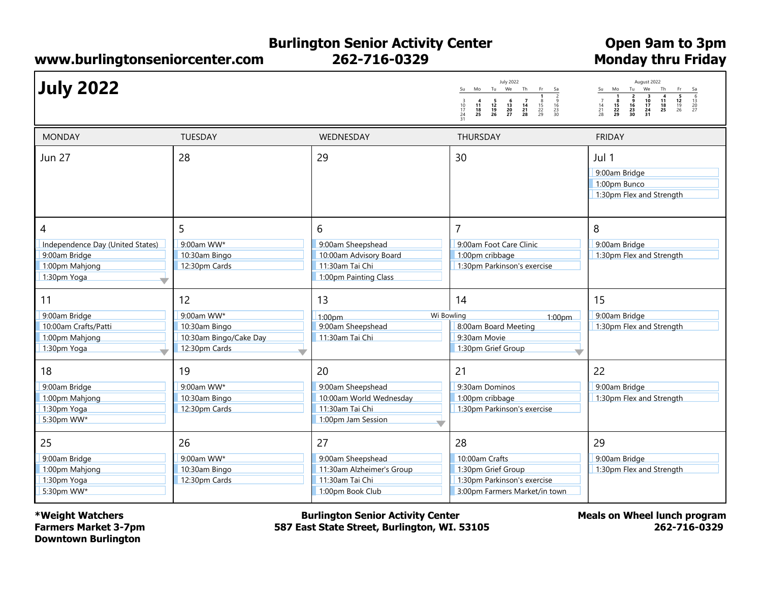**www.burlingtonseniorcenter.com**

**Burlington Senior Activity Center**
**262-716-0329**

**Open 9am to 3pm**
**Monday thru Friday**

# July 2022

| Su | Mo | Tu | We | Th | Fr | Sa |
|---|---|---|---|---|---|---|
| | | | | | 1 | 2 |
| 3 | 4 | 5 | 6 | 7 | 8 | 9 |
| 10 | 11 | 12 | 13 | 14 | 15 | 16 |
| 17 | 18 | 19 | 20 | 21 | 22 | 23 |
| 24 | 25 | 26 | 27 | 28 | 29 | 30 |
| 31 | | | | | | |

August 2022

| Su | Mo | Tu | We | Th | Fr | Sa |
|---|---|---|---|---|---|---|
| | 1 | 2 | 3 | 4 | 5 | 6 |
| 7 | 8 | 9 | 10 | 11 | 12 | 13 |
| 14 | 15 | 16 | 17 | 18 | 19 | 20 |
| 21 | 22 | 23 | 24 | 25 | 26 | 27 |
| 28 | 29 | 30 | 31 | | | |

| MONDAY | TUESDAY | WEDNESDAY | THURSDAY | FRIDAY |
|---|---|---|---|---|
| Jun 27 | 28 | 29 | 30 | Jul 1<br>9:00am Bridge<br>1:00pm Bunco<br>1:30pm Flex and Strength |
| 4<br>Independence Day (United States)<br>9:00am Bridge<br>1:00pm Mahjong<br>1:30pm Yoga | 5<br>9:00am WW*<br>10:30am Bingo<br>12:30pm Cards | 6<br>9:00am Sheepshead<br>10:00am Advisory Board<br>11:30am Tai Chi<br>1:00pm Painting Class | 7<br>9:00am Foot Care Clinic<br>1:00pm cribbage<br>1:30pm Parkinson's exercise | 8<br>9:00am Bridge<br>1:30pm Flex and Strength |
| 11<br>9:00am Bridge<br>10:00am Crafts/Patti<br>1:00pm Mahjong<br>1:30pm Yoga | 12<br>9:00am WW*<br>10:30am Bingo<br>10:30am Bingo/Cake Day<br>12:30pm Cards | 13<br>1:00pm Wi Bowling 1:00pm<br>9:00am Sheepshead<br>11:30am Tai Chi | 14<br>8:00am Board Meeting<br>9:30am Movie<br>1:30pm Grief Group | 15<br>9:00am Bridge<br>1:30pm Flex and Strength |
| 18<br>9:00am Bridge<br>1:00pm Mahjong<br>1:30pm Yoga<br>5:30pm WW* | 19<br>9:00am WW*<br>10:30am Bingo<br>12:30pm Cards | 20<br>9:00am Sheepshead<br>10:00am World Wednesday<br>11:30am Tai Chi<br>1:00pm Jam Session | 21<br>9:30am Dominos<br>1:00pm cribbage<br>1:30pm Parkinson's exercise | 22<br>9:00am Bridge<br>1:30pm Flex and Strength |
| 25<br>9:00am Bridge<br>1:00pm Mahjong<br>1:30pm Yoga<br>5:30pm WW* | 26<br>9:00am WW*<br>10:30am Bingo<br>12:30pm Cards | 27<br>9:00am Sheepshead<br>11:30am Alzheimer's Group<br>11:30am Tai Chi<br>1:00pm Book Club | 28<br>10:00am Crafts<br>1:30pm Grief Group<br>1:30pm Parkinson's exercise<br>3:00pm Farmers Market/in town | 29<br>9:00am Bridge<br>1:30pm Flex and Strength |

**\*Weight Watchers**
**Farmers Market 3-7pm**
**Downtown Burlington**

**Burlington Senior Activity Center**
**587 East State Street, Burlington, WI. 53105**

**Meals on Wheel lunch program**
**262-716-0329**